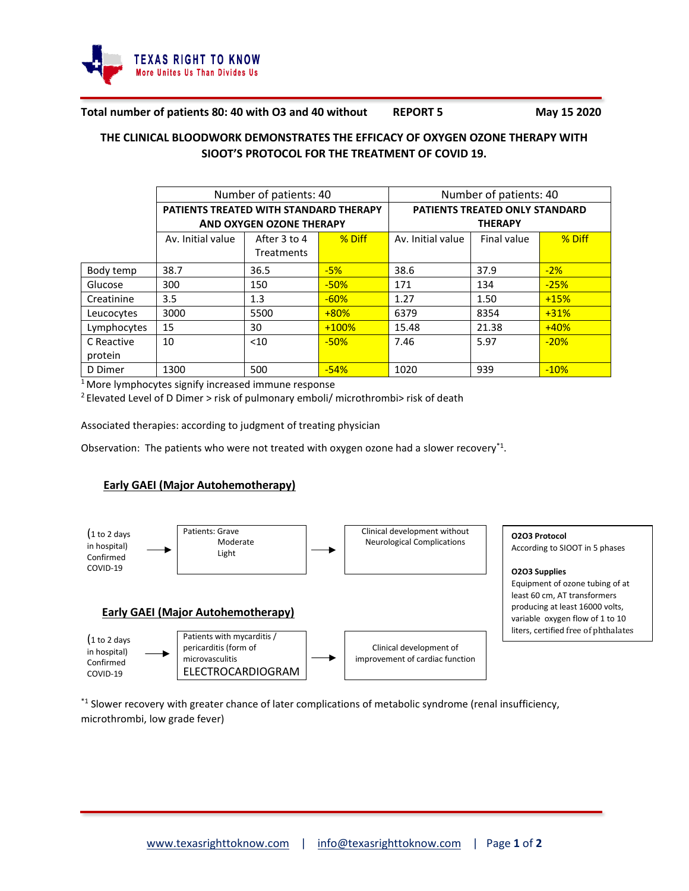TEXAS RIGHT TO KNOW
More Unites Us Than Divides Us

**Total number of patients 80: 40 with O3 and 40 without** **REPORT 5** **May 15 2020**

## THE CLINICAL BLOODWORK DEMONSTRATES THE EFFICACY OF OXYGEN OZONE THERAPY WITH SIOOT'S PROTOCOL FOR THE TREATMENT OF COVID 19.

| | Number of patients: 40 | | | Number of patients: 40 | | |
|---|---|---|---|---|---|---|
| | **PATIENTS TREATED WITH STANDARD THERAPY AND OXYGEN OZONE THERAPY** | | | **PATIENTS TREATED ONLY STANDARD THERAPY** | | |
| | Av. Initial value | After 3 to 4 Treatments | % Diff | Av. Initial value | Final value | % Diff |
| Body temp | 38.7 | 36.5 | -5% | 38.6 | 37.9 | -2% |
| Glucose | 300 | 150 | -50% | 171 | 134 | -25% |
| Creatinine | 3.5 | 1.3 | -60% | 1.27 | 1.50 | +15% |
| Leucocytes | 3000 | 5500 | +80% | 6379 | 8354 | +31% |
| Lymphocytes | 15 | 30 | +100% | 15.48 | 21.38 | +40% |
| C Reactive protein | 10 | <10 | -50% | 7.46 | 5.97 | -20% |
| D Dimer | 1300 | 500 | -54% | 1020 | 939 | -10% |

[1] More lymphocytes signify increased immune response

[2] Elevated Level of D Dimer > risk of pulmonary emboli/ microthrombi> risk of death

Associated therapies: according to judgment of treating physician

Observation: The patients who were not treated with oxygen ozone had a slower recovery[*1].

### Early GAEI (Major Autohemotherapy)

(1 to 2 days in hospital) Confirmed COVID-19 → Patients: Grave / Moderate / Light → Clinical development without Neurological Complications

**O2O3 Protocol**
According to SIOOT in 5 phases

**O2O3 Supplies**
Equipment of ozone tubing of at least 60 cm, AT transformers producing at least 16000 volts, variable oxygen flow of 1 to 10 liters, certified free of phthalates

### Early GAEI (Major Autohemotherapy)

(1 to 2 days in hospital) Confirmed COVID-19 → Patients with mycarditis / pericarditis (form of microvasculitis ELECTROCARDIOGRAM → Clinical development of improvement of cardiac function

[*1] Slower recovery with greater chance of later complications of metabolic syndrome (renal insufficiency, microthrombi, low grade fever)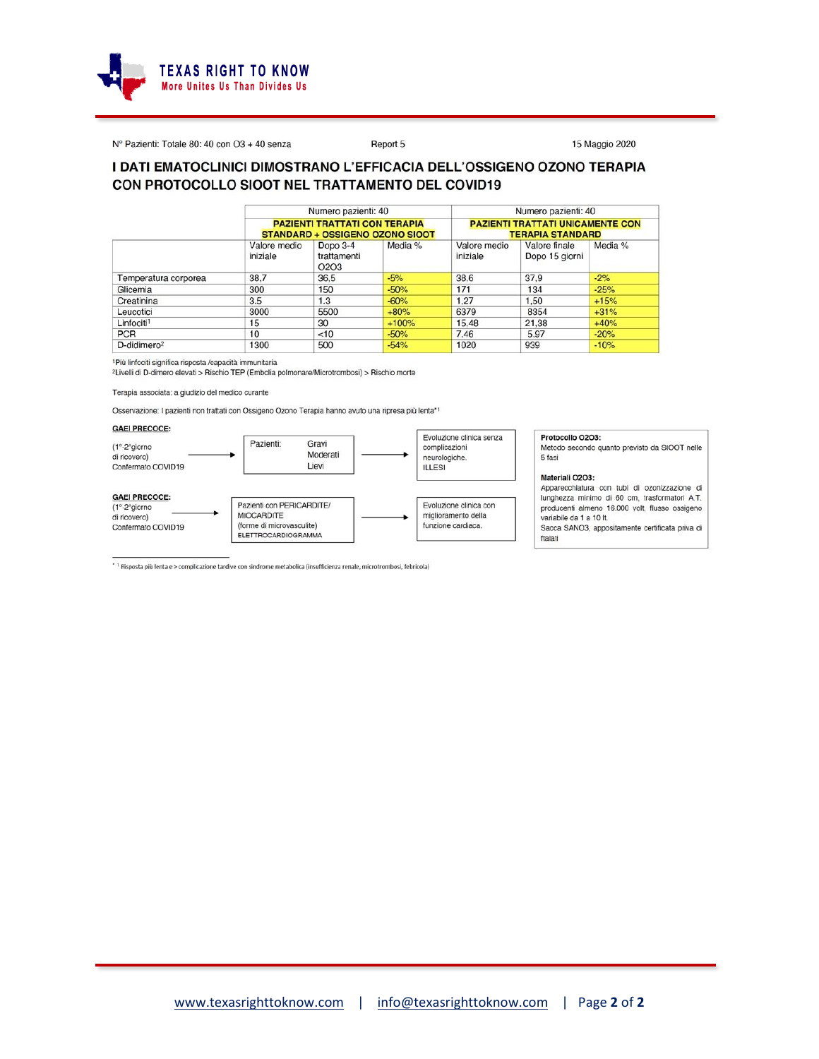N° Pazienti: Totale 80: 40 con O3 + 40 senza | Report 5 | 15 Maggio 2020

## I DATI EMATOCLINICI DIMOSTRANO L'EFFICACIA DELL'OSSIGENO OZONO TERAPIA CON PROTOCOLLO SIOOT NEL TRATTAMENTO DEL COVID19

| | Numero pazienti: 40 **PAZIENTI TRATTATI CON TERAPIA STANDARD + OSSIGENO OZONO SIOOT** | | | Numero pazienti: 40 **PAZIENTI TRATTATI UNICAMENTE CON TERAPIA STANDARD** | | |
|---|---|---|---|---|---|---|
| | Valore medio iniziale | Dopo 3-4 trattamenti O2O3 | Media % | Valore medio iniziale | Valore finale Dopo 15 giorni | Media % |
| Temperatura corporea | 38,7 | 36,5 | -5% | 38.6 | 37,9 | -2% |
| Glicemia | 300 | 150 | -50% | 171 | 134 | -25% |
| Creatinina | 3.5 | 1.3 | -60% | 1,27 | 1,50 | +15% |
| Leucocici | 3000 | 5500 | +80% | 6379 | 8354 | +31% |
| Linfociti[1] | 15 | 30 | +100% | 15,48 | 21,38 | +40% |
| PCR | 10 | <10 | -50% | 7,46 | 5,97 | -20% |
| D-didimero[2] | 1300 | 500 | -54% | 1020 | 939 | -10% |

[1]Più linfociti significa risposta /capacità immunitaria
[2]Livelli di D-dimero elevati > Rischio TEP (Embolia polmonare/Microtrombosi) > Rischio morte

Terapia associata: a giudizio del medico curante

Osservazione: I pazienti non trattati con Ossigeno Ozono Terapia hanno avuto una ripresa più lenta*[1]

**GAEI PRECOCE:**
(1°-2°giorno di ricovero) Confermato COVID19 → Pazienti: Gravi, Moderati, Lievi → Evoluzione clinica senza complicazioni neurologiche. ILLESI

**GAEI PRECOCE:**
(1°-2°giorno di ricovero) Confermato COVID19 → Pazienti con PERICARDITE/ MIOCARDITE (forme di microvasculite) ELETTROCARDIOGRAMMA → Evoluzione clinica con miglioramento della funzione cardiaca.

**Protocollo O2O3:**
Metodo secondo quanto previsto da SIOOT nelle 5 fasi

**Materiali O2O3:**
Apparecchiatura con tubi di ozonizzazione di lunghezza minimo di 60 cm, trasformatori A.T. producenti almeno 16.000 volt, flusso ossigeno variabile da 1 a 10 lt.
Sacca SANO3, appositamente certificata priva di ftalati

*[1] Risposta più lenta e > complicazione tardive con sindrome metabolica (insufficienza renale, microtrombosi, febbricola)